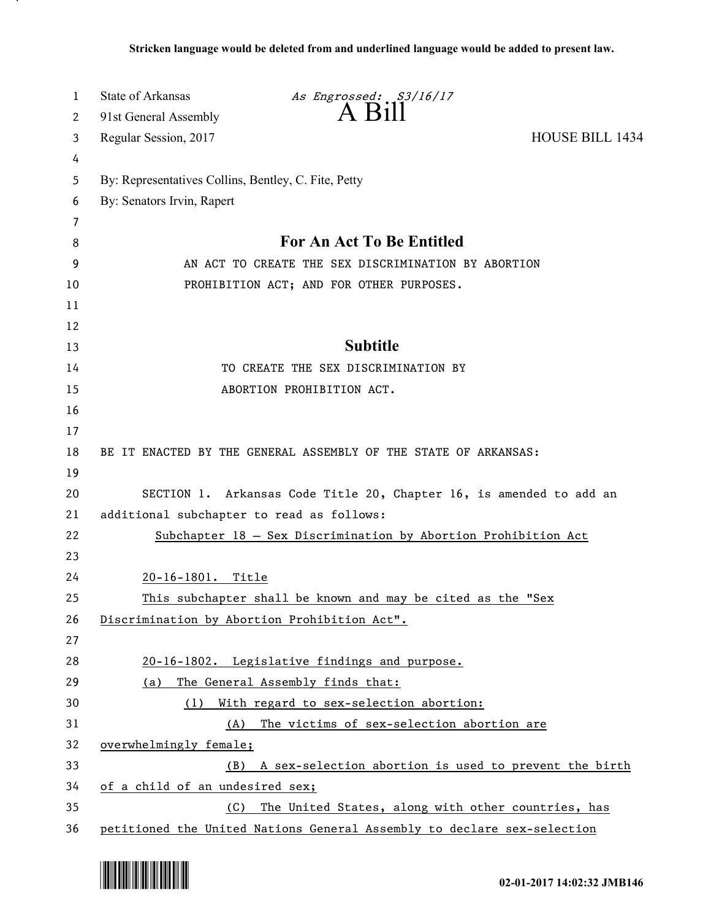Stricken language would be deleted from and underlined language would be added to present law.

State of Arkansas *As Engrossed: S3/16/17*
91st General Assembly
Regular Session, 2017

# A Bill

HOUSE BILL 1434

By: Representatives Collins, Bentley, C. Fite, Petty
By: Senators Irvin, Rapert

## For An Act To Be Entitled

AN ACT TO CREATE THE SEX DISCRIMINATION BY ABORTION PROHIBITION ACT; AND FOR OTHER PURPOSES.

## Subtitle

TO CREATE THE SEX DISCRIMINATION BY ABORTION PROHIBITION ACT.

BE IT ENACTED BY THE GENERAL ASSEMBLY OF THE STATE OF ARKANSAS:

SECTION 1. Arkansas Code Title 20, Chapter 16, is amended to add an additional subchapter to read as follows:

Subchapter 18 — Sex Discrimination by Abortion Prohibition Act

20-16-1801. Title

This subchapter shall be known and may be cited as the "Sex Discrimination by Abortion Prohibition Act".

20-16-1802. Legislative findings and purpose.

(a) The General Assembly finds that:

(1) With regard to sex-selection abortion:

(A) The victims of sex-selection abortion are overwhelmingly female;

(B) A sex-selection abortion is used to prevent the birth of a child of an undesired sex;

(C) The United States, along with other countries, has petitioned the United Nations General Assembly to declare sex-selection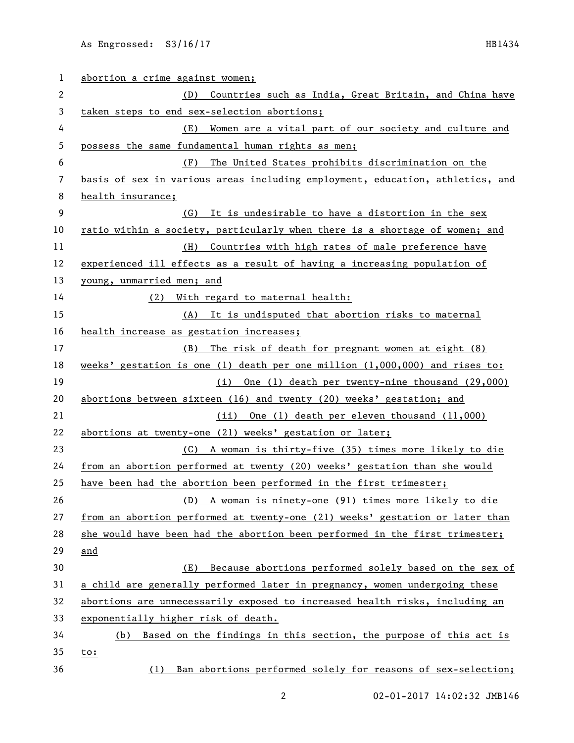abortion a crime against women;

(D) Countries such as India, Great Britain, and China have taken steps to end sex-selection abortions;

(E) Women are a vital part of our society and culture and possess the same fundamental human rights as men;

(F) The United States prohibits discrimination on the basis of sex in various areas including employment, education, athletics, and health insurance;

(G) It is undesirable to have a distortion in the sex ratio within a society, particularly when there is a shortage of women; and

(H) Countries with high rates of male preference have experienced ill effects as a result of having a increasing population of young, unmarried men; and

(2) With regard to maternal health:

(A) It is undisputed that abortion risks to maternal health increase as gestation increases;

(B) The risk of death for pregnant women at eight (8) weeks' gestation is one (1) death per one million (1,000,000) and rises to:

(i) One (1) death per twenty-nine thousand (29,000) abortions between sixteen (16) and twenty (20) weeks' gestation; and

(ii) One (1) death per eleven thousand (11,000) abortions at twenty-one (21) weeks' gestation or later;

(C) A woman is thirty-five (35) times more likely to die from an abortion performed at twenty (20) weeks' gestation than she would have been had the abortion been performed in the first trimester;

(D) A woman is ninety-one (91) times more likely to die from an abortion performed at twenty-one (21) weeks' gestation or later than she would have been had the abortion been performed in the first trimester; and

(E) Because abortions performed solely based on the sex of a child are generally performed later in pregnancy, women undergoing these abortions are unnecessarily exposed to increased health risks, including an exponentially higher risk of death.

(b) Based on the findings in this section, the purpose of this act is to:

(1) Ban abortions performed solely for reasons of sex-selection;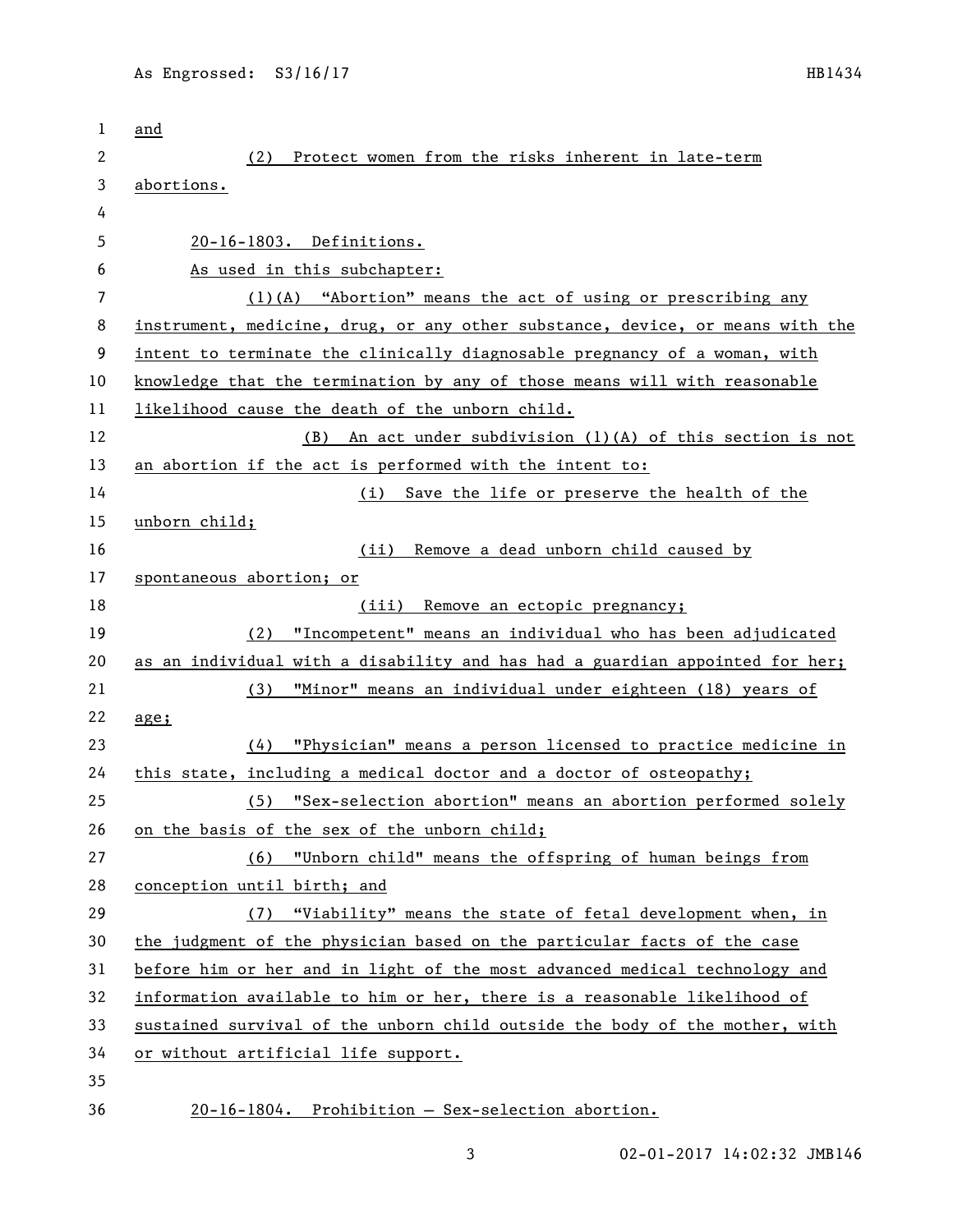and

(2) Protect women from the risks inherent in late-term abortions.

20-16-1803. Definitions.

As used in this subchapter:

(1)(A) "Abortion" means the act of using or prescribing any instrument, medicine, drug, or any other substance, device, or means with the intent to terminate the clinically diagnosable pregnancy of a woman, with knowledge that the termination by any of those means will with reasonable likelihood cause the death of the unborn child.

(B) An act under subdivision (1)(A) of this section is not an abortion if the act is performed with the intent to:

(i) Save the life or preserve the health of the unborn child;

(ii) Remove a dead unborn child caused by spontaneous abortion; or

(iii) Remove an ectopic pregnancy;

(2) "Incompetent" means an individual who has been adjudicated as an individual with a disability and has had a guardian appointed for her;

(3) "Minor" means an individual under eighteen (18) years of age;

(4) "Physician" means a person licensed to practice medicine in this state, including a medical doctor and a doctor of osteopathy;

(5) "Sex-selection abortion" means an abortion performed solely on the basis of the sex of the unborn child;

(6) "Unborn child" means the offspring of human beings from conception until birth; and

(7) "Viability" means the state of fetal development when, in the judgment of the physician based on the particular facts of the case before him or her and in light of the most advanced medical technology and information available to him or her, there is a reasonable likelihood of sustained survival of the unborn child outside the body of the mother, with or without artificial life support.

20-16-1804. Prohibition — Sex-selection abortion.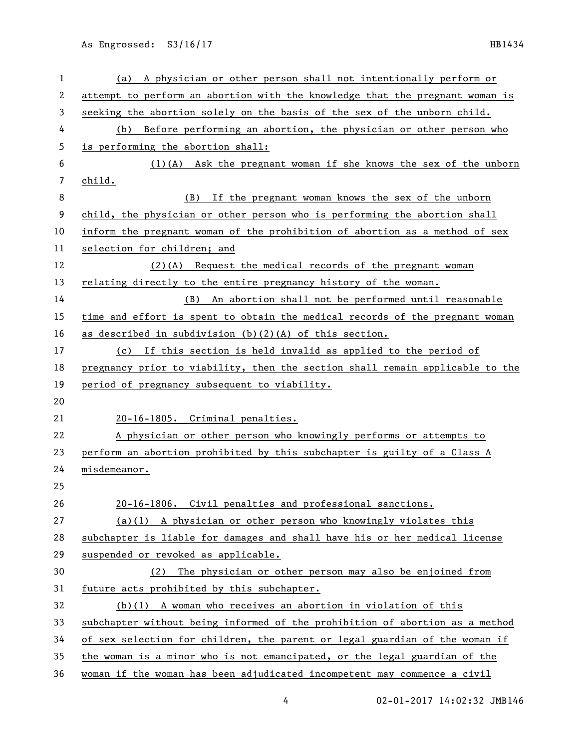(a) A physician or other person shall not intentionally perform or attempt to perform an abortion with the knowledge that the pregnant woman is seeking the abortion solely on the basis of the sex of the unborn child.

(b) Before performing an abortion, the physician or other person who is performing the abortion shall:

(1)(A) Ask the pregnant woman if she knows the sex of the unborn child.

(B) If the pregnant woman knows the sex of the unborn child, the physician or other person who is performing the abortion shall inform the pregnant woman of the prohibition of abortion as a method of sex selection for children; and

(2)(A) Request the medical records of the pregnant woman relating directly to the entire pregnancy history of the woman.

(B) An abortion shall not be performed until reasonable time and effort is spent to obtain the medical records of the pregnant woman as described in subdivision (b)(2)(A) of this section.

(c) If this section is held invalid as applied to the period of pregnancy prior to viability, then the section shall remain applicable to the period of pregnancy subsequent to viability.

20-16-1805. Criminal penalties.

A physician or other person who knowingly performs or attempts to perform an abortion prohibited by this subchapter is guilty of a Class A misdemeanor.

20-16-1806. Civil penalties and professional sanctions.

(a)(1) A physician or other person who knowingly violates this subchapter is liable for damages and shall have his or her medical license suspended or revoked as applicable.

(2) The physician or other person may also be enjoined from future acts prohibited by this subchapter.

(b)(1) A woman who receives an abortion in violation of this subchapter without being informed of the prohibition of abortion as a method of sex selection for children, the parent or legal guardian of the woman if the woman is a minor who is not emancipated, or the legal guardian of the woman if the woman has been adjudicated incompetent may commence a civil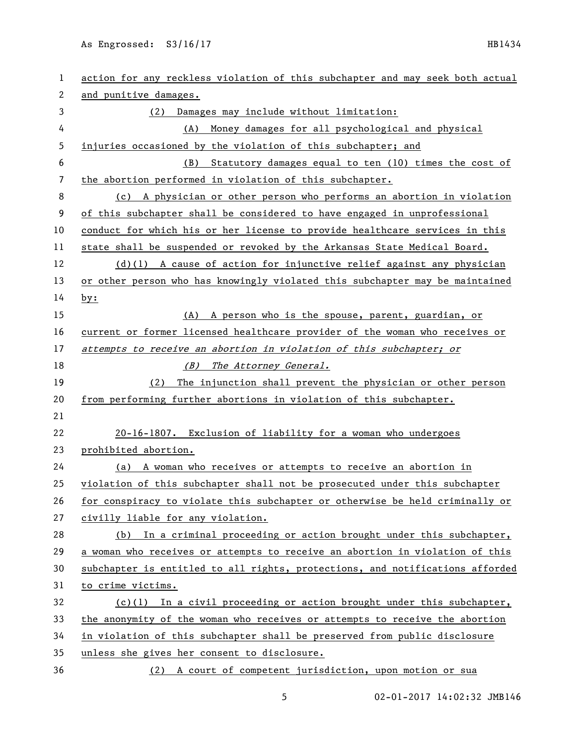action for any reckless violation of this subchapter and may seek both actual and punitive damages.

(2) Damages may include without limitation:

(A) Money damages for all psychological and physical injuries occasioned by the violation of this subchapter; and

(B) Statutory damages equal to ten (10) times the cost of the abortion performed in violation of this subchapter.

(c) A physician or other person who performs an abortion in violation of this subchapter shall be considered to have engaged in unprofessional conduct for which his or her license to provide healthcare services in this state shall be suspended or revoked by the Arkansas State Medical Board.

(d)(1) A cause of action for injunctive relief against any physician or other person who has knowingly violated this subchapter may be maintained by:

(A) A person who is the spouse, parent, guardian, or current or former licensed healthcare provider of the woman who receives or *attempts to receive an abortion in violation of this subchapter; or*

*(B) The Attorney General.*

(2) The injunction shall prevent the physician or other person from performing further abortions in violation of this subchapter.

20-16-1807. Exclusion of liability for a woman who undergoes prohibited abortion.

(a) A woman who receives or attempts to receive an abortion in violation of this subchapter shall not be prosecuted under this subchapter for conspiracy to violate this subchapter or otherwise be held criminally or civilly liable for any violation.

(b) In a criminal proceeding or action brought under this subchapter, a woman who receives or attempts to receive an abortion in violation of this subchapter is entitled to all rights, protections, and notifications afforded to crime victims.

(c)(1) In a civil proceeding or action brought under this subchapter, the anonymity of the woman who receives or attempts to receive the abortion in violation of this subchapter shall be preserved from public disclosure unless she gives her consent to disclosure.

(2) A court of competent jurisdiction, upon motion or sua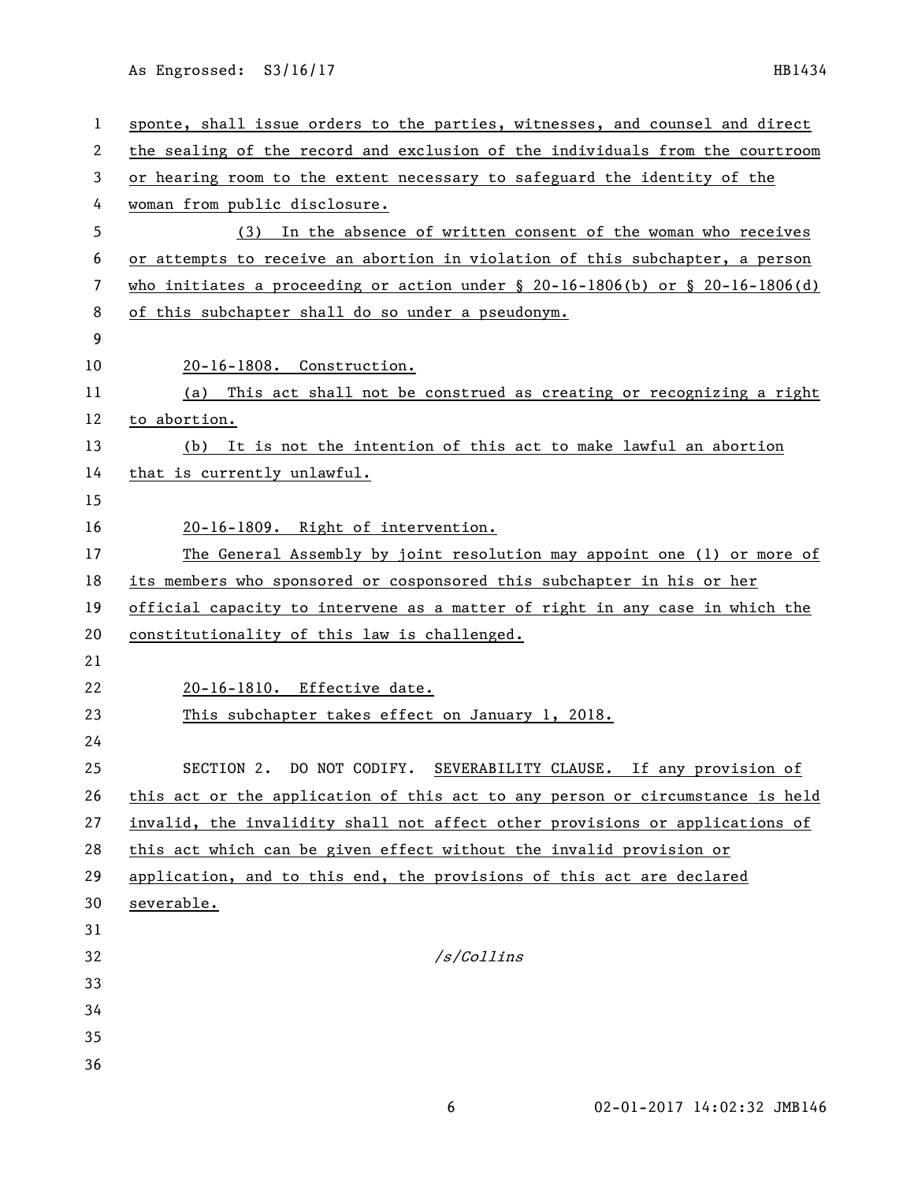sponte, shall issue orders to the parties, witnesses, and counsel and direct the sealing of the record and exclusion of the individuals from the courtroom or hearing room to the extent necessary to safeguard the identity of the woman from public disclosure.

(3) In the absence of written consent of the woman who receives or attempts to receive an abortion in violation of this subchapter, a person who initiates a proceeding or action under § 20-16-1806(b) or § 20-16-1806(d) of this subchapter shall do so under a pseudonym.

20-16-1808. Construction.

(a) This act shall not be construed as creating or recognizing a right to abortion.

(b) It is not the intention of this act to make lawful an abortion that is currently unlawful.

20-16-1809. Right of intervention.

The General Assembly by joint resolution may appoint one (1) or more of its members who sponsored or cosponsored this subchapter in his or her official capacity to intervene as a matter of right in any case in which the constitutionality of this law is challenged.

20-16-1810. Effective date.

This subchapter takes effect on January 1, 2018.

SECTION 2. DO NOT CODIFY. SEVERABILITY CLAUSE. If any provision of this act or the application of this act to any person or circumstance is held invalid, the invalidity shall not affect other provisions or applications of this act which can be given effect without the invalid provision or application, and to this end, the provisions of this act are declared severable.

*/s/Collins*